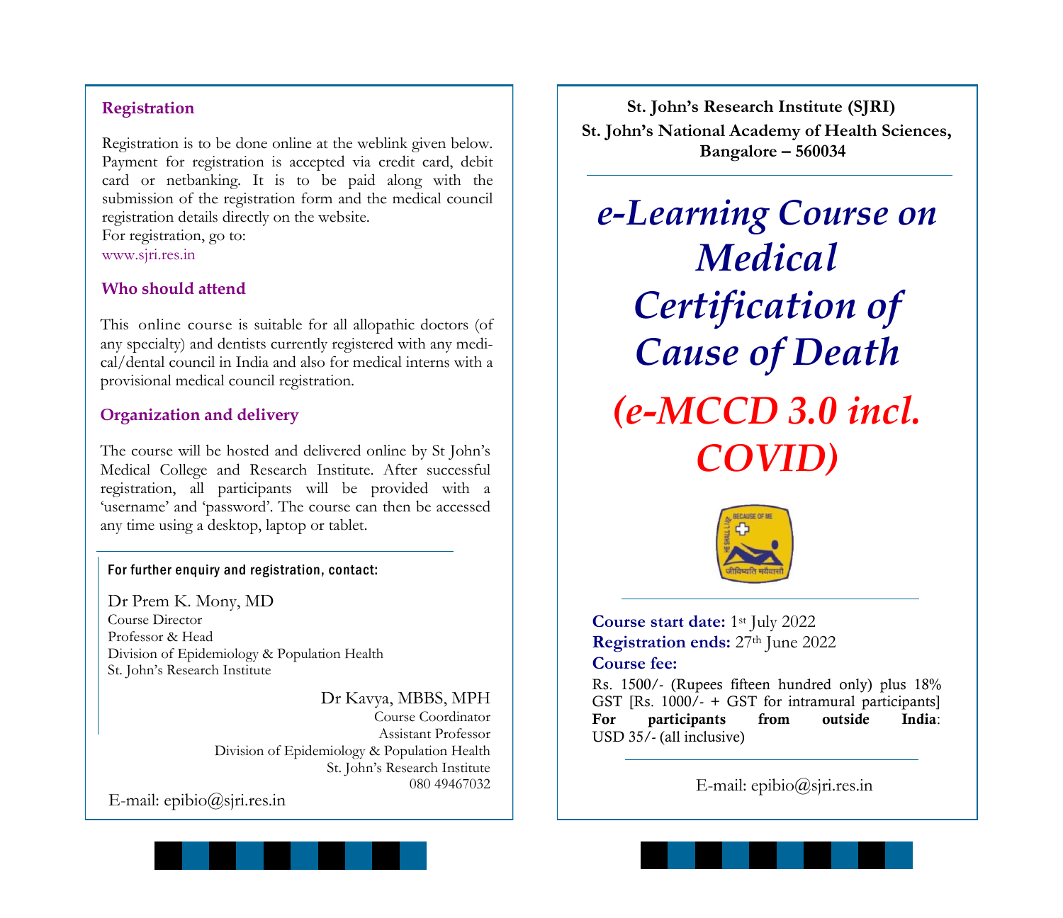## Registration

Registration is to be done online at the weblink given below. Payment for registration is accepted via credit card, debit card or netbanking. It is to be paid along with the submission of the registration form and the medical council registration details directly on the website.
For registration, go to:
www.sjri.res.in

## Who should attend

This online course is suitable for all allopathic doctors (of any specialty) and dentists currently registered with any medical/dental council in India and also for medical interns with a provisional medical council registration.

## Organization and delivery

The course will be hosted and delivered online by St John's Medical College and Research Institute. After successful registration, all participants will be provided with a 'username' and 'password'. The course can then be accessed any time using a desktop, laptop or tablet.

**For further enquiry and registration, contact:**

Dr Prem K. Mony, MD
Course Director
Professor & Head
Division of Epidemiology & Population Health
St. John's Research Institute

Dr Kavya, MBBS, MPH
Course Coordinator
Assistant Professor
Division of Epidemiology & Population Health
St. John's Research Institute
080 49467032

E-mail: epibio@sjri.res.in

**St. John's Research Institute (SJRI)**
**St. John's National Academy of Health Sciences, Bangalore – 560034**

# *e-Learning Course on Medical Certification of Cause of Death*

# *(e-MCCD 3.0 incl. COVID)*

BECAUSE OF ME HE SHALL LIVE
जीविष्यति मद्वासी

**Course start date:** 1st July 2022
**Registration ends:** 27th June 2022
**Course fee:**

Rs. 1500/- (Rupees fifteen hundred only) plus 18% GST [Rs. 1000/- + GST for intramural participants]
**For participants from outside India**: USD 35/- (all inclusive)

E-mail: epibio@sjri.res.in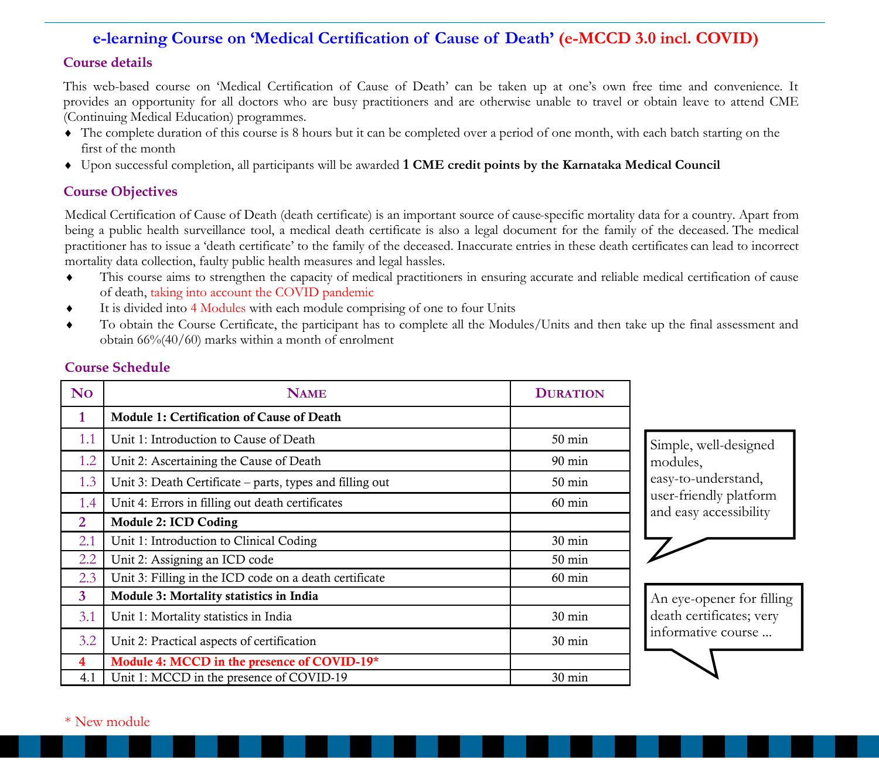# e-learning Course on 'Medical Certification of Cause of Death' (e-MCCD 3.0 incl. COVID)

## Course details

This web-based course on 'Medical Certification of Cause of Death' can be taken up at one's own free time and convenience. It provides an opportunity for all doctors who are busy practitioners and are otherwise unable to travel or obtain leave to attend CME (Continuing Medical Education) programmes.

- The complete duration of this course is 8 hours but it can be completed over a period of one month, with each batch starting on the first of the month
- Upon successful completion, all participants will be awarded **1 CME credit points by the Karnataka Medical Council**

## Course Objectives

Medical Certification of Cause of Death (death certificate) is an important source of cause-specific mortality data for a country. Apart from being a public health surveillance tool, a medical death certificate is also a legal document for the family of the deceased. The medical practitioner has to issue a 'death certificate' to the family of the deceased. Inaccurate entries in these death certificates can lead to incorrect mortality data collection, faulty public health measures and legal hassles.

- This course aims to strengthen the capacity of medical practitioners in ensuring accurate and reliable medical certification of cause of death, taking into account the COVID pandemic
- It is divided into 4 Modules with each module comprising of one to four Units
- To obtain the Course Certificate, the participant has to complete all the Modules/Units and then take up the final assessment and obtain 66%(40/60) marks within a month of enrolment

## Course Schedule

| No | Name | Duration |
|---|---|---|
| **1** | **Module 1: Certification of Cause of Death** | |
| 1.1 | Unit 1: Introduction to Cause of Death | 50 min |
| 1.2 | Unit 2: Ascertaining the Cause of Death | 90 min |
| 1.3 | Unit 3: Death Certificate – parts, types and filling out | 50 min |
| 1.4 | Unit 4: Errors in filling out death certificates | 60 min |
| **2** | **Module 2: ICD Coding** | |
| 2.1 | Unit 1: Introduction to Clinical Coding | 30 min |
| 2.2 | Unit 2: Assigning an ICD code | 50 min |
| 2.3 | Unit 3: Filling in the ICD code on a death certificate | 60 min |
| **3** | **Module 3: Mortality statistics in India** | |
| 3.1 | Unit 1: Mortality statistics in India | 30 min |
| 3.2 | Unit 2: Practical aspects of certification | 30 min |
| **4** | **Module 4: MCCD in the presence of COVID-19*** | |
| 4.1 | Unit 1: MCCD in the presence of COVID-19 | 30 min |

Simple, well-designed modules, easy-to-understand, user-friendly platform and easy accessibility

An eye-opener for filling death certificates; very informative course ...

\* New module